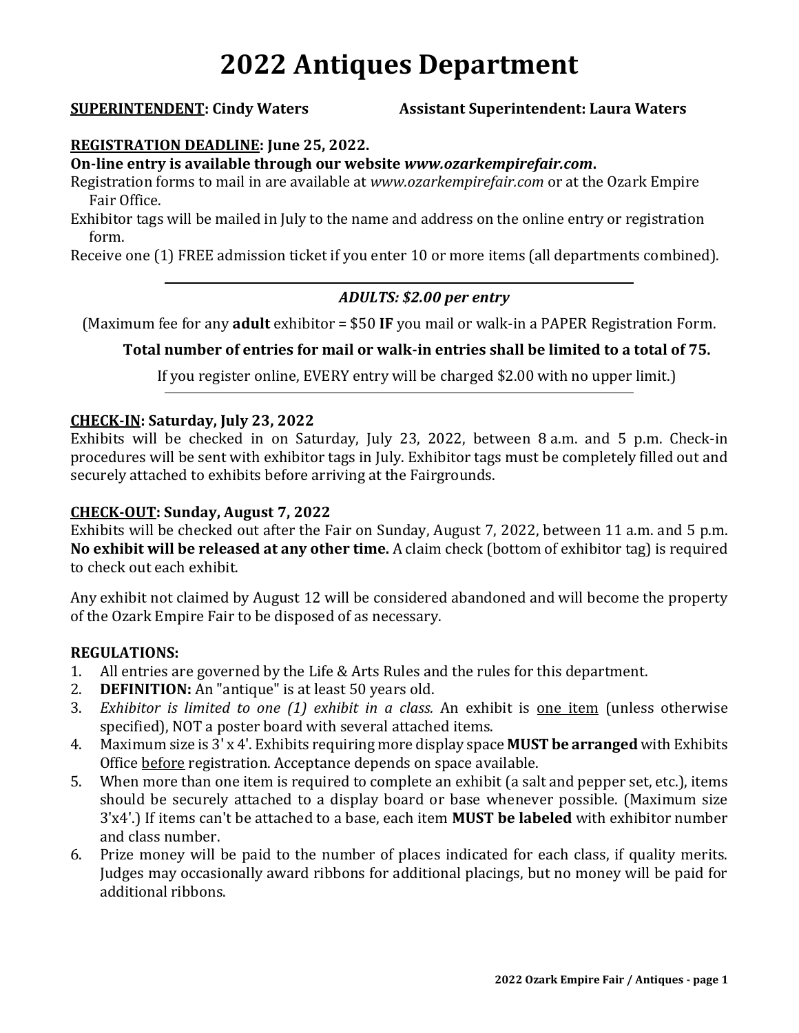# 2022 Antiques Department

**SUPERINTENDENT: Cindy Waters** **Assistant Superintendent: Laura Waters**

**REGISTRATION DEADLINE: June 25, 2022.**

**On-line entry is available through our website *www.ozarkempirefair.com*.**

Registration forms to mail in are available at *www.ozarkempirefair.com* or at the Ozark Empire Fair Office.

Exhibitor tags will be mailed in July to the name and address on the online entry or registration form.

Receive one (1) FREE admission ticket if you enter 10 or more items (all departments combined).

---

***ADULTS: $2.00 per entry***

(Maximum fee for any **adult** exhibitor = $50 **IF** you mail or walk-in a PAPER Registration Form.

**Total number of entries for mail or walk-in entries shall be limited to a total of 75.**

If you register online, EVERY entry will be charged $2.00 with no upper limit.)

---

**CHECK-IN: Saturday, July 23, 2022**

Exhibits will be checked in on Saturday, July 23, 2022, between 8 a.m. and 5 p.m. Check-in procedures will be sent with exhibitor tags in July. Exhibitor tags must be completely filled out and securely attached to exhibits before arriving at the Fairgrounds.

**CHECK-OUT: Sunday, August 7, 2022**

Exhibits will be checked out after the Fair on Sunday, August 7, 2022, between 11 a.m. and 5 p.m. **No exhibit will be released at any other time.** A claim check (bottom of exhibitor tag) is required to check out each exhibit.

Any exhibit not claimed by August 12 will be considered abandoned and will become the property of the Ozark Empire Fair to be disposed of as necessary.

**REGULATIONS:**

1. All entries are governed by the Life & Arts Rules and the rules for this department.
2. **DEFINITION:** An "antique" is at least 50 years old.
3. *Exhibitor is limited to one (1) exhibit in a class.* An exhibit is one item (unless otherwise specified), NOT a poster board with several attached items.
4. Maximum size is 3' x 4'. Exhibits requiring more display space **MUST be arranged** with Exhibits Office before registration. Acceptance depends on space available.
5. When more than one item is required to complete an exhibit (a salt and pepper set, etc.), items should be securely attached to a display board or base whenever possible. (Maximum size 3'x4'.) If items can't be attached to a base, each item **MUST be labeled** with exhibitor number and class number.
6. Prize money will be paid to the number of places indicated for each class, if quality merits. Judges may occasionally award ribbons for additional placings, but no money will be paid for additional ribbons.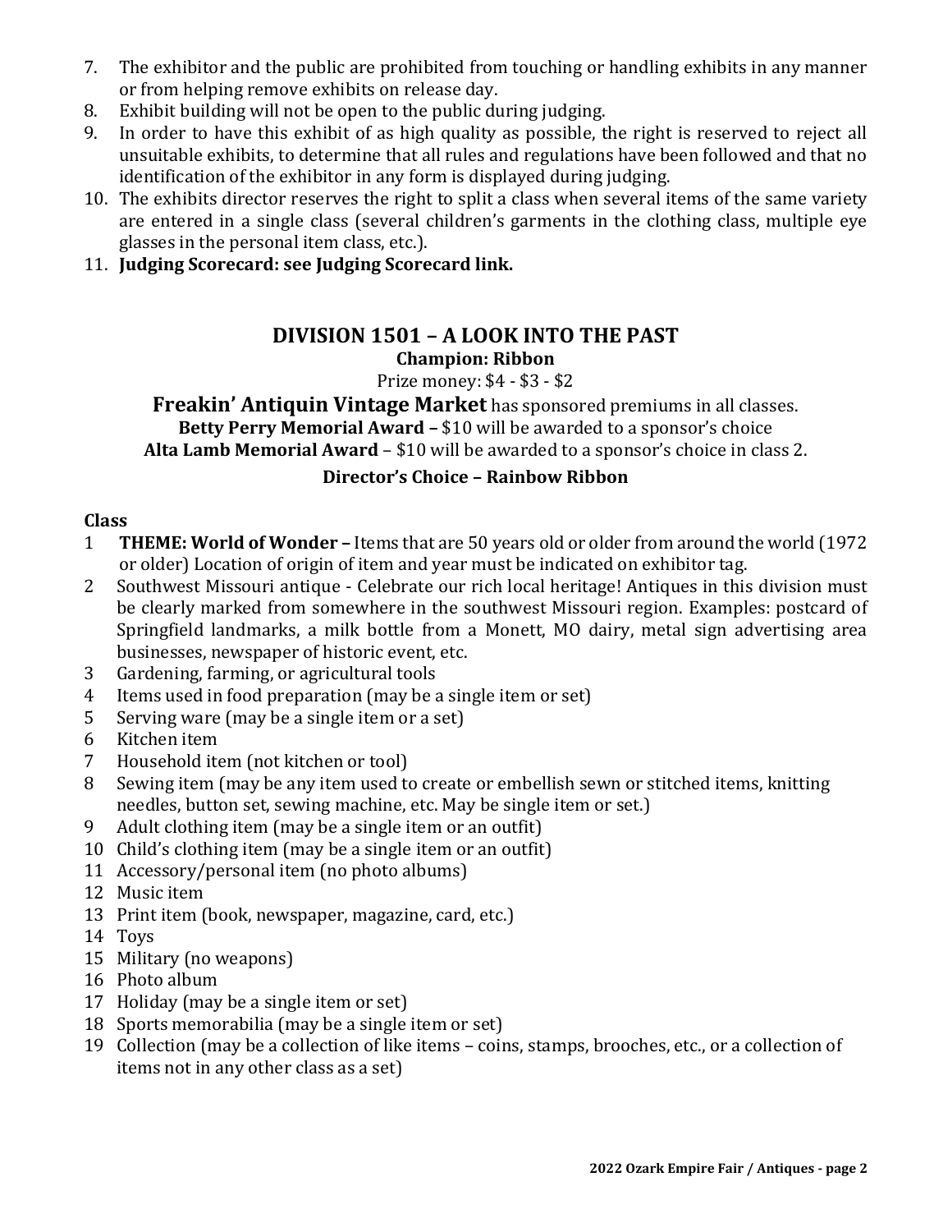7. The exhibitor and the public are prohibited from touching or handling exhibits in any manner or from helping remove exhibits on release day.
8. Exhibit building will not be open to the public during judging.
9. In order to have this exhibit of as high quality as possible, the right is reserved to reject all unsuitable exhibits, to determine that all rules and regulations have been followed and that no identification of the exhibitor in any form is displayed during judging.
10. The exhibits director reserves the right to split a class when several items of the same variety are entered in a single class (several children's garments in the clothing class, multiple eye glasses in the personal item class, etc.).
11. **Judging Scorecard: see Judging Scorecard link.**

## DIVISION 1501 – A LOOK INTO THE PAST

**Champion: Ribbon**

Prize money: $4 - $3 - $2

**Freakin' Antiquin Vintage Market** has sponsored premiums in all classes.

**Betty Perry Memorial Award –** $10 will be awarded to a sponsor's choice

**Alta Lamb Memorial Award** – $10 will be awarded to a sponsor's choice in class 2.

**Director's Choice – Rainbow Ribbon**

**Class**

1 **THEME: World of Wonder –** Items that are 50 years old or older from around the world (1972 or older) Location of origin of item and year must be indicated on exhibitor tag.
2 Southwest Missouri antique - Celebrate our rich local heritage! Antiques in this division must be clearly marked from somewhere in the southwest Missouri region. Examples: postcard of Springfield landmarks, a milk bottle from a Monett, MO dairy, metal sign advertising area businesses, newspaper of historic event, etc.
3 Gardening, farming, or agricultural tools
4 Items used in food preparation (may be a single item or set)
5 Serving ware (may be a single item or a set)
6 Kitchen item
7 Household item (not kitchen or tool)
8 Sewing item (may be any item used to create or embellish sewn or stitched items, knitting needles, button set, sewing machine, etc. May be single item or set.)
9 Adult clothing item (may be a single item or an outfit)
10 Child's clothing item (may be a single item or an outfit)
11 Accessory/personal item (no photo albums)
12 Music item
13 Print item (book, newspaper, magazine, card, etc.)
14 Toys
15 Military (no weapons)
16 Photo album
17 Holiday (may be a single item or set)
18 Sports memorabilia (may be a single item or set)
19 Collection (may be a collection of like items – coins, stamps, brooches, etc., or a collection of items not in any other class as a set)